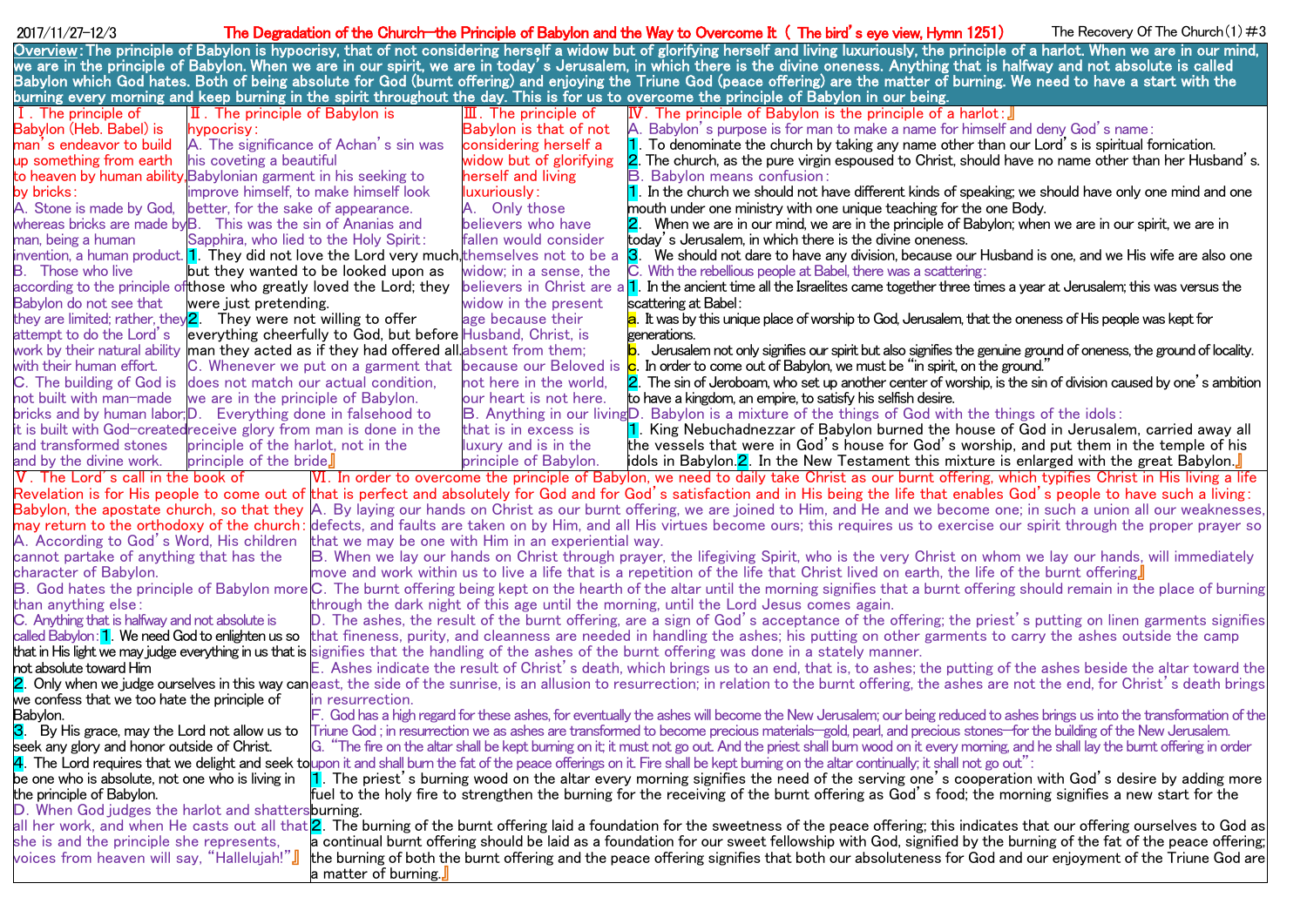2017/11/27-12/3 The Degradation of the Church—the Principle of Babylon and the Way to Overcome It (The bird's eye view, Hymn 1251) The Recovery Of The Church (1) #3

**Overview: The principle of Babylon is hypocrisy, that of not considering herself a widow but of glorifying herself and living luxuriously, the principle of a harlot. When we are in our mind, we are in the principle of Babylon. When we are in our spirit, we are in today's Jerusalem, in which there is the divine oneness. Anything that is halfway and not absolute is called Babylon which God hates. Both of being absolute for God (burnt offering) and enjoying the Triune God (peace offering) are the matter of burning. We need to have a start with the burning every morning and keep burning in the spirit throughout the day. This is for us to overcome the principle of Babylon in our being.**

## Ⅰ. The principle of Babylon (Heb. Babel) is man's endeavor to build up something from earth to heaven by human ability, by bricks:

A. Stone is made by God, whereas bricks are made by man, being a human invention, a human product.

B. Those who live according to the principle of Babylon do not see that they are limited; rather, they attempt to do the Lord's work by their natural ability with their human effort.

C. The building of God is not built with man-made bricks and by human labor; it is built with God-created and transformed stones and by the divine work.

## Ⅱ. The principle of Babylon is hypocrisy:

A. The significance of Achan's sin was his coveting a beautiful Babylonian garment in his seeking to improve himself, to make himself look better, for the sake of appearance.

B. This was the sin of Ananias and Sapphira, who lied to the Holy Spirit:

1. They did not love the Lord very much, but they wanted to be looked upon as those who greatly loved the Lord; they were just pretending.
2. They were not willing to offer everything cheerfully to God, but before man they acted as if they had offered all.

C. Whenever we put on a garment that does not match our actual condition, we are in the principle of Babylon.

D. Everything done in falsehood to receive glory from man is done in the principle of the harlot, not in the principle of the bride』

## Ⅲ. The principle of Babylon is that of not considering herself a widow but of glorifying herself and living luxuriously:

A. Only those believers who have fallen would consider themselves not to be a widow; in a sense, the believers in Christ are a widow in the present age because their Husband, Christ, is absent from them; because our Beloved is not here in the world, our heart is not here.

B. Anything in our living that is in excess is luxury and is in the principle of Babylon.

## Ⅳ. The principle of Babylon is the principle of a harlot:』

A. Babylon's purpose is for man to make a name for himself and deny God's name:

1. To denominate the church by taking any name other than our Lord's is spiritual fornication.
2. The church, as the pure virgin espoused to Christ, should have no name other than her Husband's.

B. Babylon means confusion:

1. In the church we should not have different kinds of speaking; we should have only one mind and one mouth under one ministry with one unique teaching for the one Body.
2. When we are in our mind, we are in the principle of Babylon; when we are in our spirit, we are in today's Jerusalem, in which there is the divine oneness.
3. We should not dare to have any division, because our Husband is one, and we His wife are also one

C. With the rebellious people at Babel, there was a scattering:

1. In the ancient time all the Israelites came together three times a year at Jerusalem; this was versus the scattering at Babel:
   - a. It was by this unique place of worship to God, Jerusalem, that the oneness of His people was kept for generations.
   - b. Jerusalem not only signifies our spirit but also signifies the genuine ground of oneness, the ground of locality.
   - c. In order to come out of Babylon, we must be "in spirit, on the ground."
2. The sin of Jeroboam, who set up another center of worship, is the sin of division caused by one's ambition to have a kingdom, an empire, to satisfy his selfish desire.

D. Babylon is a mixture of the things of God with the things of the idols:

1. King Nebuchadnezzar of Babylon burned the house of God in Jerusalem, carried away all the vessels that were in God's house for God's worship, and put them in the temple of his idols in Babylon.
2. In the New Testament this mixture is enlarged with the great Babylon.』

## Ⅴ. The Lord's call in the book of Revelation is for His people to come out of Babylon, the apostate church, so that they may return to the orthodoxy of the church:

A. According to God's Word, His children cannot partake of anything that has the character of Babylon.

B. God hates the principle of Babylon more than anything else:

C. Anything that is halfway and not absolute is called Babylon:

1. We need God to enlighten us so that in His light we may judge everything in us that is not absolute toward Him
2. Only when we judge ourselves in this way can we confess that we too hate the principle of Babylon.
3. By His grace, may the Lord not allow us to seek any glory and honor outside of Christ.
4. The Lord requires that we delight and seek to be one who is absolute, not one who is living in the principle of Babylon.

D. When God judges the harlot and shatters all her work, and when He casts out all that she is and the principle she represents, voices from heaven will say, "Hallelujah!"』

## Ⅵ. In order to overcome the principle of Babylon, we need to daily take Christ as our burnt offering, which typifies Christ in His living a life that is perfect and absolutely for God and for God's satisfaction and in His being the life that enables God's people to have such a living:

A. By laying our hands on Christ as our burnt offering, we are joined to Him, and He and we become one; in such a union all our weaknesses, defects, and faults are taken on by Him, and all His virtues become ours; this requires us to exercise our spirit through the proper prayer so that we may be one with Him in an experiential way.

B. When we lay our hands on Christ through prayer, the lifegiving Spirit, who is the very Christ on whom we lay our hands, will immediately move and work within us to live a life that is a repetition of the life that Christ lived on earth, the life of the burnt offering』

C. The burnt offering being kept on the hearth of the altar until the morning signifies that a burnt offering should remain in the place of burning through the dark night of this age until the morning, until the Lord Jesus comes again.

D. The ashes, the result of the burnt offering, are a sign of God's acceptance of the offering; the priest's putting on linen garments signifies that fineness, purity, and cleanness are needed in handling the ashes; his putting on other garments to carry the ashes outside the camp signifies that the handling of the ashes of the burnt offering was done in a stately manner.

E. Ashes indicate the result of Christ's death, which brings us to an end, that is, to ashes; the putting of the ashes beside the altar toward the east, the side of the sunrise, is an allusion to resurrection; in relation to the burnt offering, the ashes are not the end, for Christ's death brings in resurrection.

F. God has a high regard for these ashes, for eventually the ashes will become the New Jerusalem; our being reduced to ashes brings us into the transformation of the Triune God; in resurrection we as ashes are transformed to become precious materials—gold, pearl, and precious stones—for the building of the New Jerusalem.

G. "The fire on the altar shall be kept burning on it; it must not go out. And the priest shall burn wood on it every morning, and he shall lay the burnt offering in order upon it and shall burn the fat of the peace offerings on it. Fire shall be kept burning on the altar continually; it shall not go out":

1. The priest's burning wood on the altar every morning signifies the need of the serving one's cooperation with God's desire by adding more fuel to the holy fire to strengthen the burning for the receiving of the burnt offering as God's food; the morning signifies a new start for the burning.
2. The burning of the burnt offering laid a foundation for the sweetness of the peace offering; this indicates that our offering ourselves to God as a continual burnt offering should be laid as a foundation for our sweet fellowship with God, signified by the burning of the fat of the peace offering; the burning of both the burnt offering and the peace offering signifies that both our absoluteness for God and our enjoyment of the Triune God are a matter of burning.』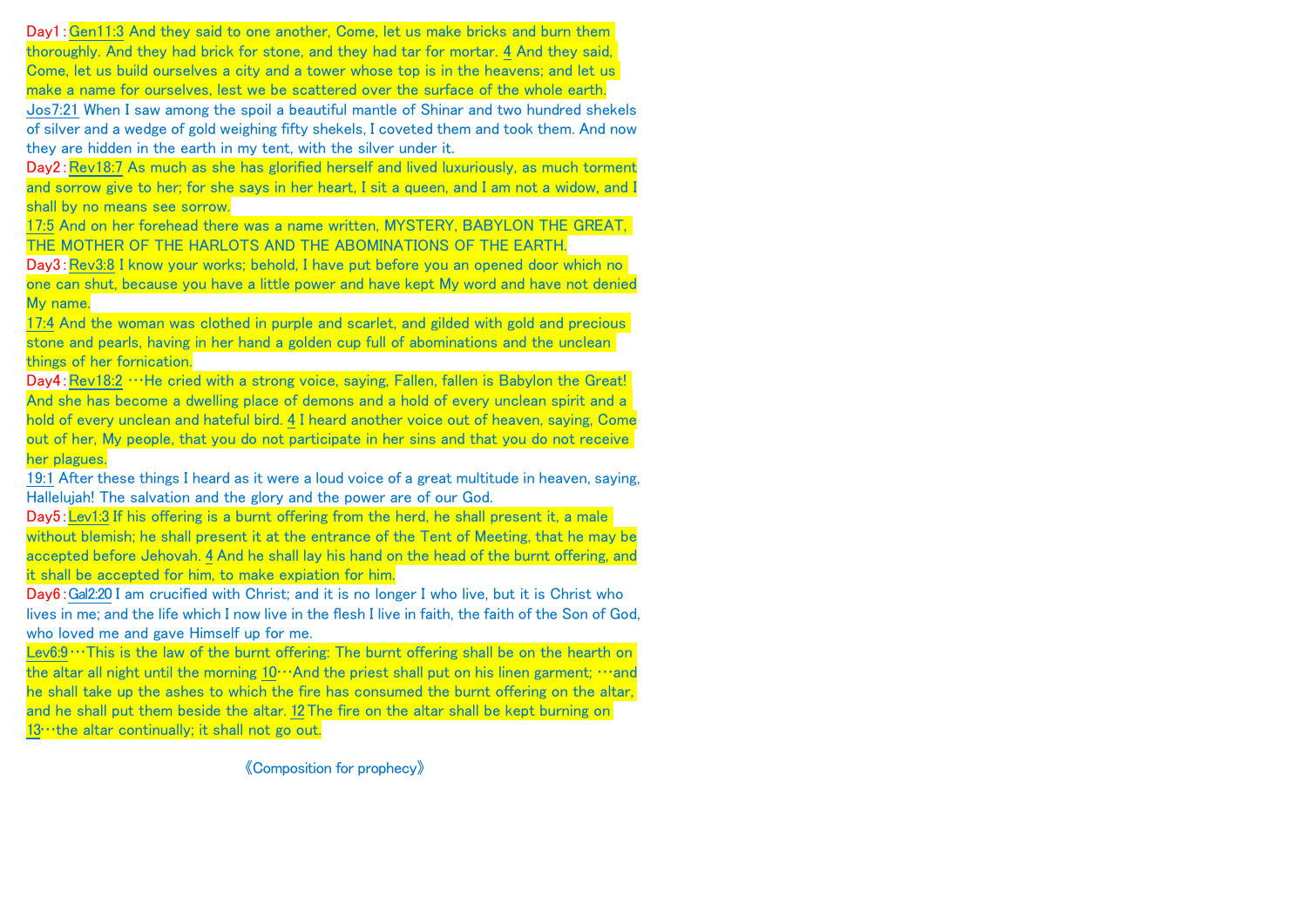Day1：Gen11:3 And they said to one another, Come, let us make bricks and burn them thoroughly. And they had brick for stone, and they had tar for mortar. 4 And they said, Come, let us build ourselves a city and a tower whose top is in the heavens; and let us make a name for ourselves, lest we be scattered over the surface of the whole earth.
Jos7:21 When I saw among the spoil a beautiful mantle of Shinar and two hundred shekels of silver and a wedge of gold weighing fifty shekels, I coveted them and took them. And now they are hidden in the earth in my tent, with the silver under it.

Day2：Rev18:7 As much as she has glorified herself and lived luxuriously, as much torment and sorrow give to her; for she says in her heart, I sit a queen, and I am not a widow, and I shall by no means see sorrow.
17:5 And on her forehead there was a name written, MYSTERY, BABYLON THE GREAT, THE MOTHER OF THE HARLOTS AND THE ABOMINATIONS OF THE EARTH.

Day3：Rev3:8 I know your works; behold, I have put before you an opened door which no one can shut, because you have a little power and have kept My word and have not denied My name.
17:4 And the woman was clothed in purple and scarlet, and gilded with gold and precious stone and pearls, having in her hand a golden cup full of abominations and the unclean things of her fornication.

Day4：Rev18:2 …He cried with a strong voice, saying, Fallen, fallen is Babylon the Great! And she has become a dwelling place of demons and a hold of every unclean spirit and a hold of every unclean and hateful bird. 4 I heard another voice out of heaven, saying, Come out of her, My people, that you do not participate in her sins and that you do not receive her plagues.
19:1 After these things I heard as it were a loud voice of a great multitude in heaven, saying, Hallelujah! The salvation and the glory and the power are of our God.

Day5：Lev1:3 If his offering is a burnt offering from the herd, he shall present it, a male without blemish; he shall present it at the entrance of the Tent of Meeting, that he may be accepted before Jehovah. 4 And he shall lay his hand on the head of the burnt offering, and it shall be accepted for him, to make expiation for him.

Day6：Gal2:20 I am crucified with Christ; and it is no longer I who live, but it is Christ who lives in me; and the life which I now live in the flesh I live in faith, the faith of the Son of God, who loved me and gave Himself up for me.
Lev6:9…This is the law of the burnt offering: The burnt offering shall be on the hearth on the altar all night until the morning 10…And the priest shall put on his linen garment; …and he shall take up the ashes to which the fire has consumed the burnt offering on the altar, and he shall put them beside the altar. 12 The fire on the altar shall be kept burning on 13…the altar continually; it shall not go out.

《Composition for prophecy》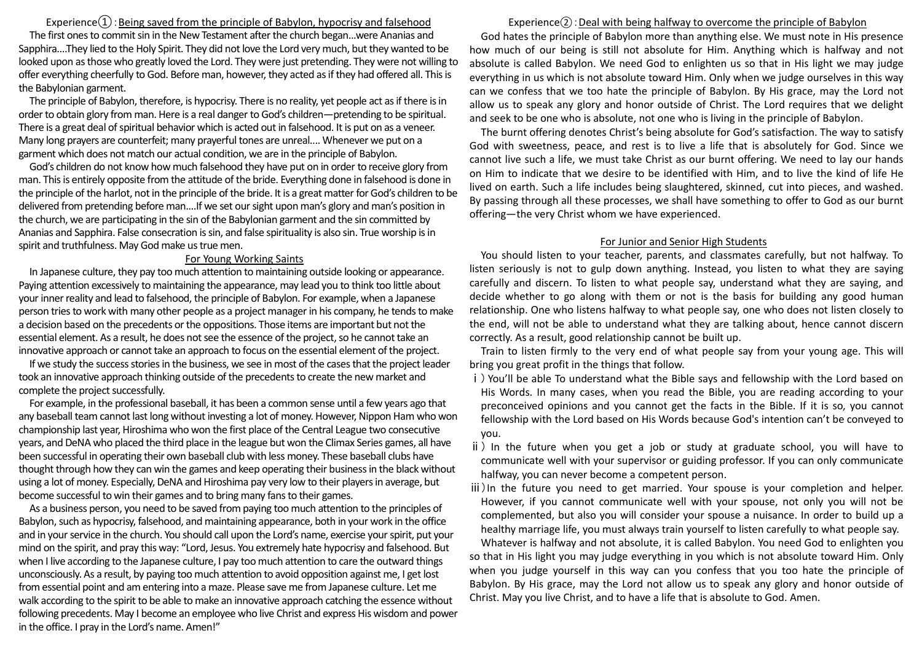## Experience① : Being saved from the principle of Babylon, hypocrisy and falsehood

The first ones to commit sin in the New Testament after the church began...were Ananias and Sapphira....They lied to the Holy Spirit. They did not love the Lord very much, but they wanted to be looked upon as those who greatly loved the Lord. They were just pretending. They were not willing to offer everything cheerfully to God. Before man, however, they acted as if they had offered all. This is the Babylonian garment.

The principle of Babylon, therefore, is hypocrisy. There is no reality, yet people act as if there is in order to obtain glory from man. Here is a real danger to God's children—pretending to be spiritual. There is a great deal of spiritual behavior which is acted out in falsehood. It is put on as a veneer. Many long prayers are counterfeit; many prayerful tones are unreal.... Whenever we put on a garment which does not match our actual condition, we are in the principle of Babylon.

God's children do not know how much falsehood they have put on in order to receive glory from man. This is entirely opposite from the attitude of the bride. Everything done in falsehood is done in the principle of the harlot, not in the principle of the bride. It is a great matter for God's children to be delivered from pretending before man....If we set our sight upon man's glory and man's position in the church, we are participating in the sin of the Babylonian garment and the sin committed by Ananias and Sapphira. False consecration is sin, and false spirituality is also sin. True worship is in spirit and truthfulness. May God make us true men.

### For Young Working Saints

In Japanese culture, they pay too much attention to maintaining outside looking or appearance. Paying attention excessively to maintaining the appearance, may lead you to think too little about your inner reality and lead to falsehood, the principle of Babylon. For example, when a Japanese person tries to work with many other people as a project manager in his company, he tends to make a decision based on the precedents or the oppositions. Those items are important but not the essential element. As a result, he does not see the essence of the project, so he cannot take an innovative approach or cannot take an approach to focus on the essential element of the project.

If we study the success stories in the business, we see in most of the cases that the project leader took an innovative approach thinking outside of the precedents to create the new market and complete the project successfully.

For example, in the professional baseball, it has been a common sense until a few years ago that any baseball team cannot last long without investing a lot of money. However, Nippon Ham who won championship last year, Hiroshima who won the first place of the Central League two consecutive years, and DeNA who placed the third place in the league but won the Climax Series games, all have been successful in operating their own baseball club with less money. These baseball clubs have thought through how they can win the games and keep operating their business in the black without using a lot of money. Especially, DeNA and Hiroshima pay very low to their players in average, but become successful to win their games and to bring many fans to their games.

As a business person, you need to be saved from paying too much attention to the principles of Babylon, such as hypocrisy, falsehood, and maintaining appearance, both in your work in the office and in your service in the church. You should call upon the Lord's name, exercise your spirit, put your mind on the spirit, and pray this way: "Lord, Jesus. You extremely hate hypocrisy and falsehood. But when I live according to the Japanese culture, I pay too much attention to care the outward things unconsciously. As a result, by paying too much attention to avoid opposition against me, I get lost from essential point and am entering into a maze. Please save me from Japanese culture. Let me walk according to the spirit to be able to make an innovative approach catching the essence without following precedents. May I become an employee who live Christ and express His wisdom and power in the office. I pray in the Lord's name. Amen!"

## Experience② : Deal with being halfway to overcome the principle of Babylon

God hates the principle of Babylon more than anything else. We must note in His presence how much of our being is still not absolute for Him. Anything which is halfway and not absolute is called Babylon. We need God to enlighten us so that in His light we may judge everything in us which is not absolute toward Him. Only when we judge ourselves in this way can we confess that we too hate the principle of Babylon. By His grace, may the Lord not allow us to speak any glory and honor outside of Christ. The Lord requires that we delight and seek to be one who is absolute, not one who is living in the principle of Babylon.

The burnt offering denotes Christ's being absolute for God's satisfaction. The way to satisfy God with sweetness, peace, and rest is to live a life that is absolutely for God. Since we cannot live such a life, we must take Christ as our burnt offering. We need to lay our hands on Him to indicate that we desire to be identified with Him, and to live the kind of life He lived on earth. Such a life includes being slaughtered, skinned, cut into pieces, and washed. By passing through all these processes, we shall have something to offer to God as our burnt offering—the very Christ whom we have experienced.

### For Junior and Senior High Students

You should listen to your teacher, parents, and classmates carefully, but not halfway. To listen seriously is not to gulp down anything. Instead, you listen to what they are saying carefully and discern. To listen to what people say, understand what they are saying, and decide whether to go along with them or not is the basis for building any good human relationship. One who listens halfway to what people say, one who does not listen closely to the end, will not be able to understand what they are talking about, hence cannot discern correctly. As a result, good relationship cannot be built up.

Train to listen firmly to the very end of what people say from your young age. This will bring you great profit in the things that follow.

ⅰ) You'll be able To understand what the Bible says and fellowship with the Lord based on His Words. In many cases, when you read the Bible, you are reading according to your preconceived opinions and you cannot get the facts in the Bible. If it is so, you cannot fellowship with the Lord based on His Words because God's intention can't be conveyed to you.

ⅱ) In the future when you get a job or study at graduate school, you will have to communicate well with your supervisor or guiding professor. If you can only communicate halfway, you can never become a competent person.

ⅲ) In the future you need to get married. Your spouse is your completion and helper. However, if you cannot communicate well with your spouse, not only you will not be complemented, but also you will consider your spouse a nuisance. In order to build up a healthy marriage life, you must always train yourself to listen carefully to what people say.

Whatever is halfway and not absolute, it is called Babylon. You need God to enlighten you so that in His light you may judge everything in you which is not absolute toward Him. Only when you judge yourself in this way can you confess that you too hate the principle of Babylon. By His grace, may the Lord not allow us to speak any glory and honor outside of Christ. May you live Christ, and to have a life that is absolute to God. Amen.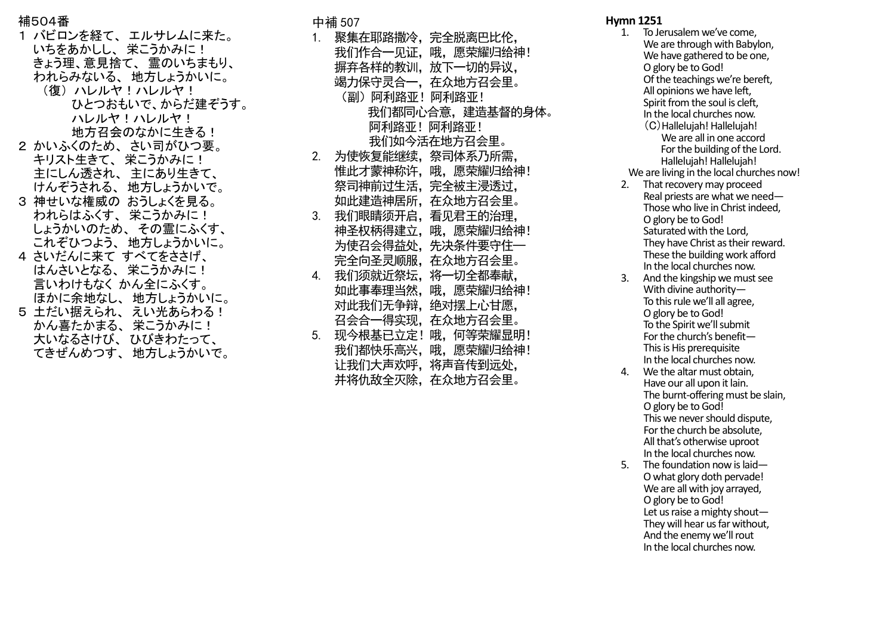補５０４番

１ バビロンを経て、 エルサレムに来た。
いちをあかしし、 栄こうかみに！
きょう理、意見捨て、 霊のいちまもり、
われらみないる、 地方しょうかいに。

（復） ハレルヤ！ハレルヤ！
ひとつおもいで、からだ建ぞうす。
ハレルヤ！ハレルヤ！
地方召会のなかに生きる！

２ かいふくのため、 さい司がひつ要。
キリスト生きて、 栄こうかみに！
主にしん透され、 主にあり生きて、
けんぞうされる、 地方しょうかいで。

３ 神せいな権威の おうしょくを見る。
われらはふくす、 栄こうかみに！
しょうかいのため、 その霊にふくす、
これぞひつよう、 地方しょうかいに。

４ さいだんに来て すべてをささげ、
はんさいとなる、 栄こうかみに！
言いわけもなく かん全にふくす。
ほかに余地なし、 地方しょうかいに。

５ 土だい据えられ、 えい光あらわる！
かん喜たかまる、 栄こうかみに！
大いなるさけび、 ひびきわたって、
てきぜんめつす、 地方しょうかいで。

中補 507

1. 聚集在耶路撒冷，完全脱离巴比伦，
我们作合一见证，哦，愿荣耀归给神！
摒弃各样的教训，放下一切的异议，
竭力保守灵合一，在众地方召会里。

（副）阿利路亚！阿利路亚！
我们都同心合意，建造基督的身体。
阿利路亚！阿利路亚！
我们如今活在地方召会里。

2. 为使恢复能继续，祭司体系乃所需，
惟此才蒙神称许，哦，愿荣耀归给神！
祭司神前过生活，完全被主浸透过，
如此建造神居所，在众地方召会里。

3. 我们眼睛须开启，看见君王的治理，
神圣权柄得建立，哦，愿荣耀归给神！
为使召会得益处，先决条件要守住—
完全向圣灵顺服，在众地方召会里。

4. 我们须就近祭坛，将一切全都奉献，
如此事奉理当然，哦，愿荣耀归给神！
对此我们无争辩，绝对摆上心甘愿，
召会合一得实现，在众地方召会里。

5. 现今根基已立定！哦，何等荣耀显明！
我们都快乐高兴，哦，愿荣耀归给神！
让我们大声欢呼，将声音传到远处，
并将仇敌全灭除，在众地方召会里。

**Hymn 1251**

1. To Jerusalem we've come,
We are through with Babylon,
We have gathered to be one,
O glory be to God!
Of the teachings we're bereft,
All opinions we have left,
Spirit from the soul is cleft,
In the local churches now.

（C）Hallelujah! Hallelujah!
We are all in one accord
For the building of the Lord.
Hallelujah! Hallelujah!
We are living in the local churches now!

2. That recovery may proceed
Real priests are what we need—
Those who live in Christ indeed,
O glory be to God!
Saturated with the Lord,
They have Christ as their reward.
These the building work afford
In the local churches now.

3. And the kingship we must see
With divine authority—
To this rule we'll all agree,
O glory be to God!
To the Spirit we'll submit
For the church's benefit—
This is His prerequisite
In the local churches now.

4. We the altar must obtain,
Have our all upon it lain.
The burnt-offering must be slain,
O glory be to God!
This we never should dispute,
For the church be absolute,
All that's otherwise uproot
In the local churches now.

5. The foundation now is laid—
O what glory doth pervade!
We are all with joy arrayed,
O glory be to God!
Let us raise a mighty shout—
They will hear us far without,
And the enemy we'll rout
In the local churches now.